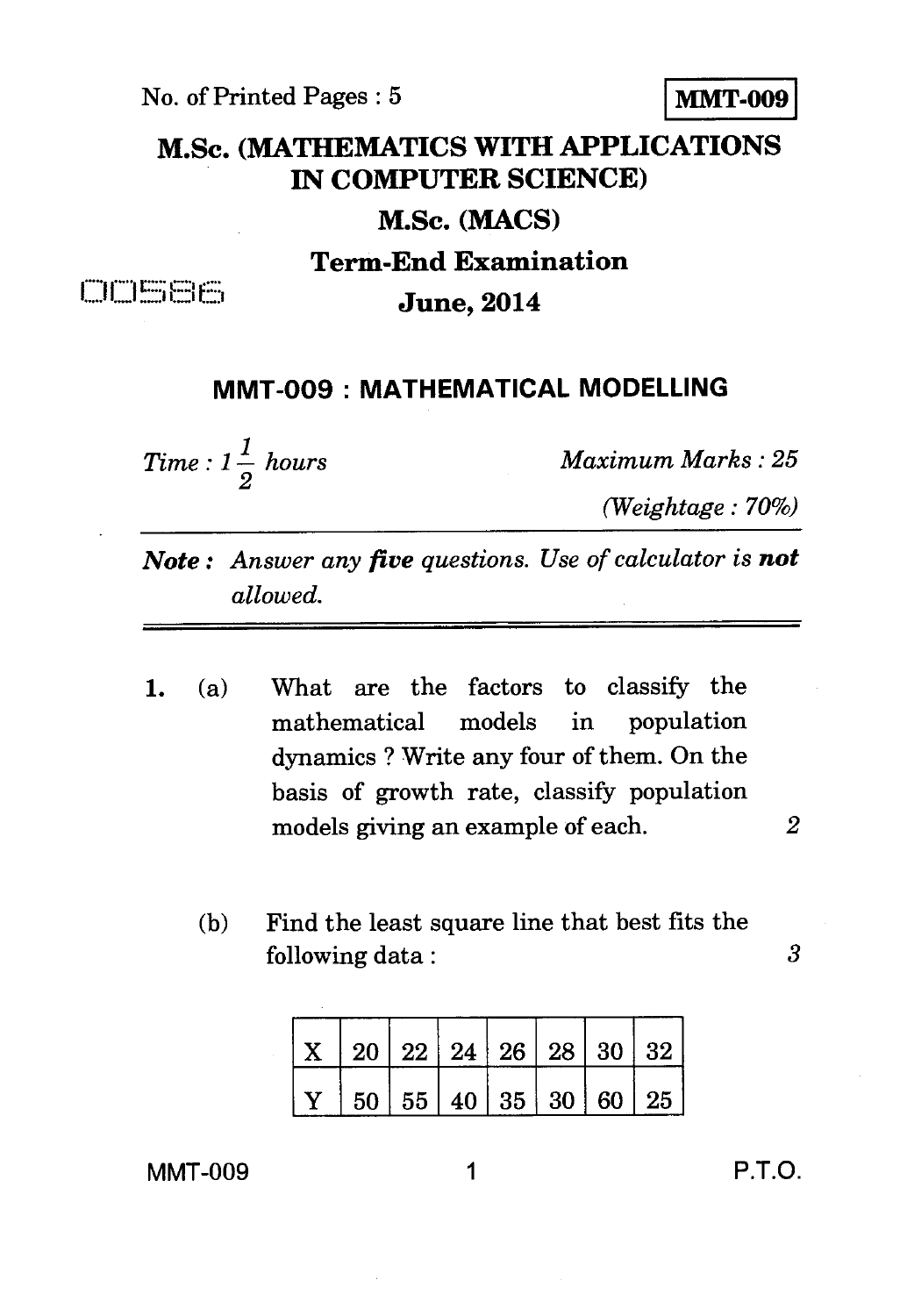No. of Printed Pages : 5

**MMT-009**

# M.Sc. (MATHEMATICS WITH APPLICATIONS IN COMPUTER SCIENCE)

## M.Sc. (MACS)

## Term-End Examination

00586

## June, 2014

## MMT-009 : MATHEMATICAL MODELLING

*Time : $1\frac{1}{2}$ hours* *Maximum Marks : 25*

*(Weightage : 70%)*

***Note :*** *Answer any **five** questions. Use of calculator is **not** allowed.*

---

1. (a) What are the factors to classify the mathematical models in population dynamics ? Write any four of them. On the basis of growth rate, classify population models giving an example of each. 2

   (b) Find the least square line that best fits the following data : 3

| X | 20 | 22 | 24 | 26 | 28 | 30 | 32 |
|---|---|---|---|---|---|---|---|
| Y | 50 | 55 | 40 | 35 | 30 | 60 | 25 |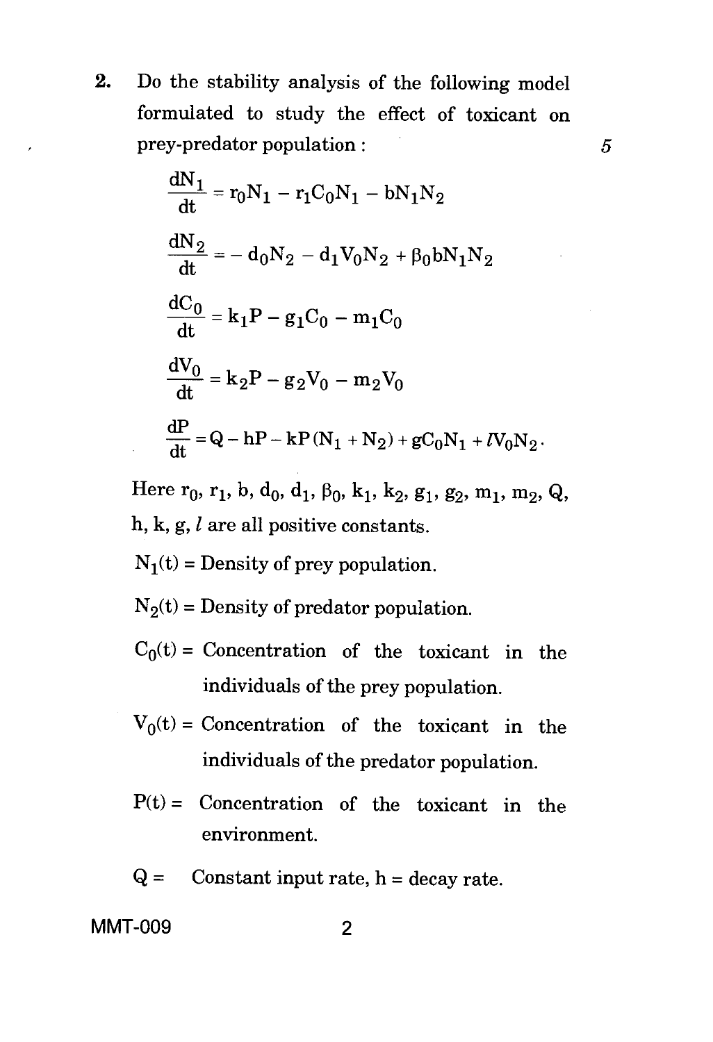2. Do the stability analysis of the following model formulated to study the effect of toxicant on prey-predator population : 5

$$\frac{dN_1}{dt} = r_0 N_1 - r_1 C_0 N_1 - bN_1 N_2$$

$$\frac{dN_2}{dt} = - d_0 N_2 - d_1 V_0 N_2 + \beta_0 b N_1 N_2$$

$$\frac{dC_0}{dt} = k_1 P - g_1 C_0 - m_1 C_0$$

$$\frac{dV_0}{dt} = k_2 P - g_2 V_0 - m_2 V_0$$

$$\frac{dP}{dt} = Q - hP - kP(N_1 + N_2) + gC_0 N_1 + lV_0 N_2.$$

Here $r_0$, $r_1$, $b$, $d_0$, $d_1$, $\beta_0$, $k_1$, $k_2$, $g_1$, $g_2$, $m_1$, $m_2$, $Q$, $h$, $k$, $g$, $l$ are all positive constants.

$N_1(t)$ = Density of prey population.

$N_2(t)$ = Density of predator population.

$C_0(t)$ = Concentration of the toxicant in the individuals of the prey population.

$V_0(t)$ = Concentration of the toxicant in the individuals of the predator population.

$P(t)$ = Concentration of the toxicant in the environment.

$Q$ = Constant input rate, $h$ = decay rate.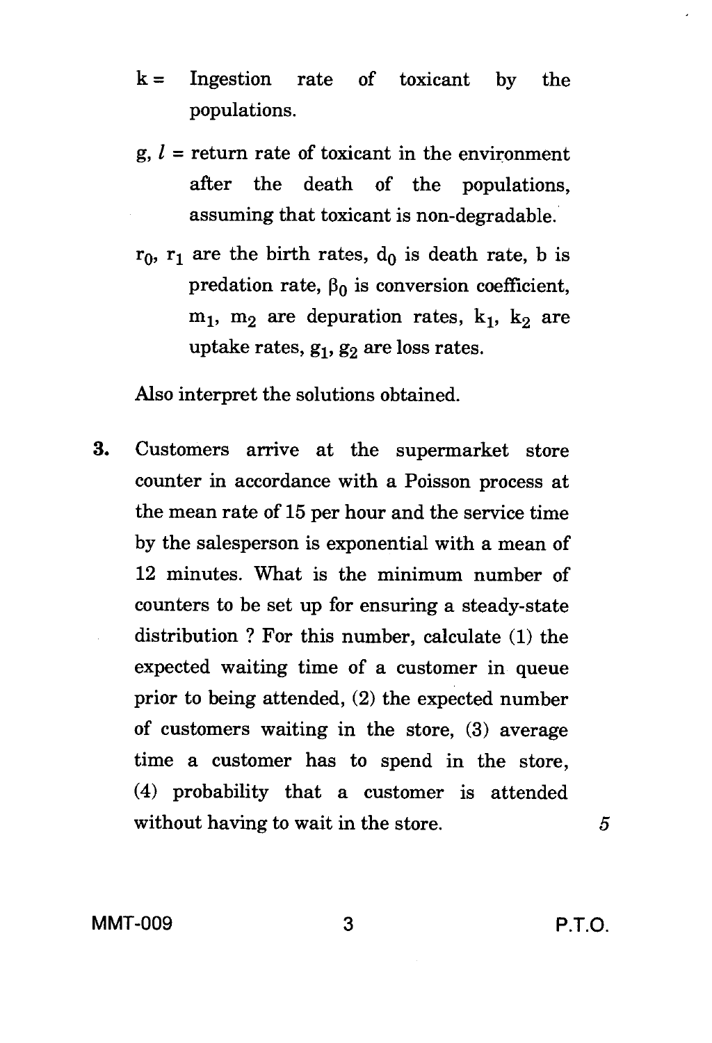$k$ = Ingestion rate of toxicant by the populations.

$g, l$ = return rate of toxicant in the environment after the death of the populations, assuming that toxicant is non-degradable.

$r_0$, $r_1$ are the birth rates, $d_0$ is death rate, b is predation rate, $\beta_0$ is conversion coefficient, $m_1$, $m_2$ are depuration rates, $k_1$, $k_2$ are uptake rates, $g_1$, $g_2$ are loss rates.

Also interpret the solutions obtained.

**3.** Customers arrive at the supermarket store counter in accordance with a Poisson process at the mean rate of 15 per hour and the service time by the salesperson is exponential with a mean of 12 minutes. What is the minimum number of counters to be set up for ensuring a steady-state distribution ? For this number, calculate (1) the expected waiting time of a customer in queue prior to being attended, (2) the expected number of customers waiting in the store, (3) average time a customer has to spend in the store, (4) probability that a customer is attended without having to wait in the store. 5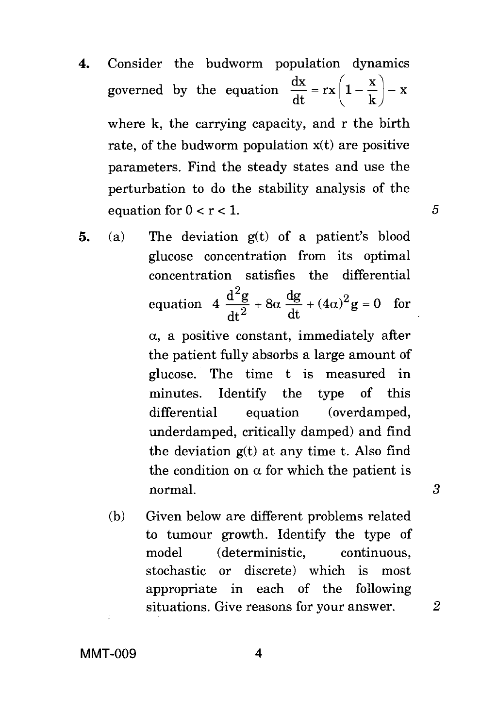4. Consider the budworm population dynamics governed by the equation $\frac{dx}{dt} = rx\left(1 - \frac{x}{k}\right) - x$ where k, the carrying capacity, and r the birth rate, of the budworm population x(t) are positive parameters. Find the steady states and use the perturbation to do the stability analysis of the equation for $0 < r < 1$. 5

5. (a) The deviation g(t) of a patient's blood glucose concentration from its optimal concentration satisfies the differential equation $4\frac{d^2g}{dt^2} + 8\alpha\frac{dg}{dt} + (4\alpha)^2 g = 0$ for $\alpha$, a positive constant, immediately after the patient fully absorbs a large amount of glucose. The time t is measured in minutes. Identify the type of this differential equation (overdamped, underdamped, critically damped) and find the deviation g(t) at any time t. Also find the condition on $\alpha$ for which the patient is normal. 3

   (b) Given below are different problems related to tumour growth. Identify the type of model (deterministic, continuous, stochastic or discrete) which is most appropriate in each of the following situations. Give reasons for your answer. 2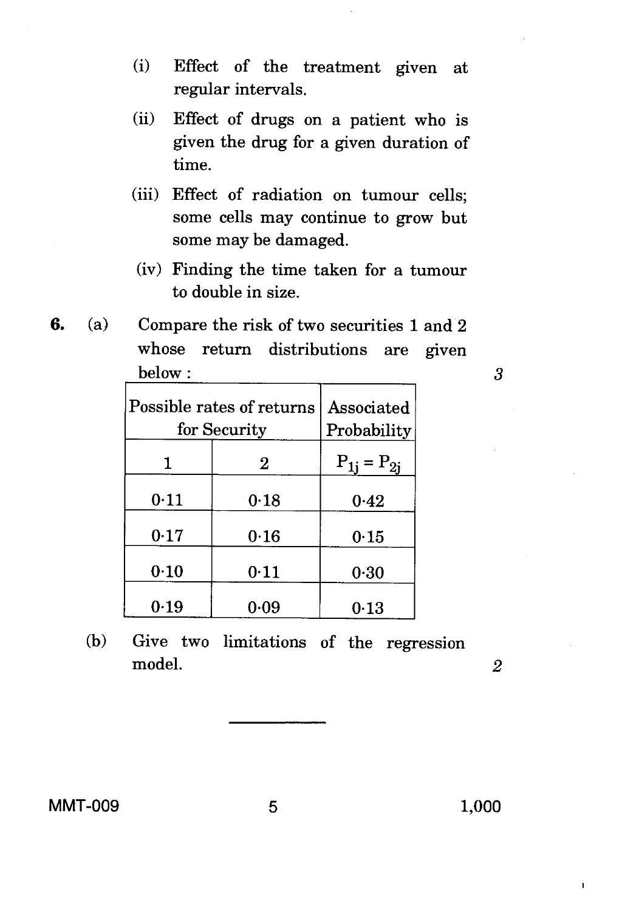(i) Effect of the treatment given at regular intervals.

(ii) Effect of drugs on a patient who is given the drug for a given duration of time.

(iii) Effect of radiation on tumour cells; some cells may continue to grow but some may be damaged.

(iv) Finding the time taken for a tumour to double in size.

**6.** (a) Compare the risk of two securities 1 and 2 whose return distributions are given below : 3

| Possible rates of returns for Security | | Associated Probability |
|---|---|---|
| 1 | 2 | $P_{1j} = P_{2j}$ |
| 0·11 | 0·18 | 0·42 |
| 0·17 | 0·16 | 0·15 |
| 0·10 | 0·11 | 0·30 |
| 0·19 | 0·09 | 0·13 |

(b) Give two limitations of the regression model. 2